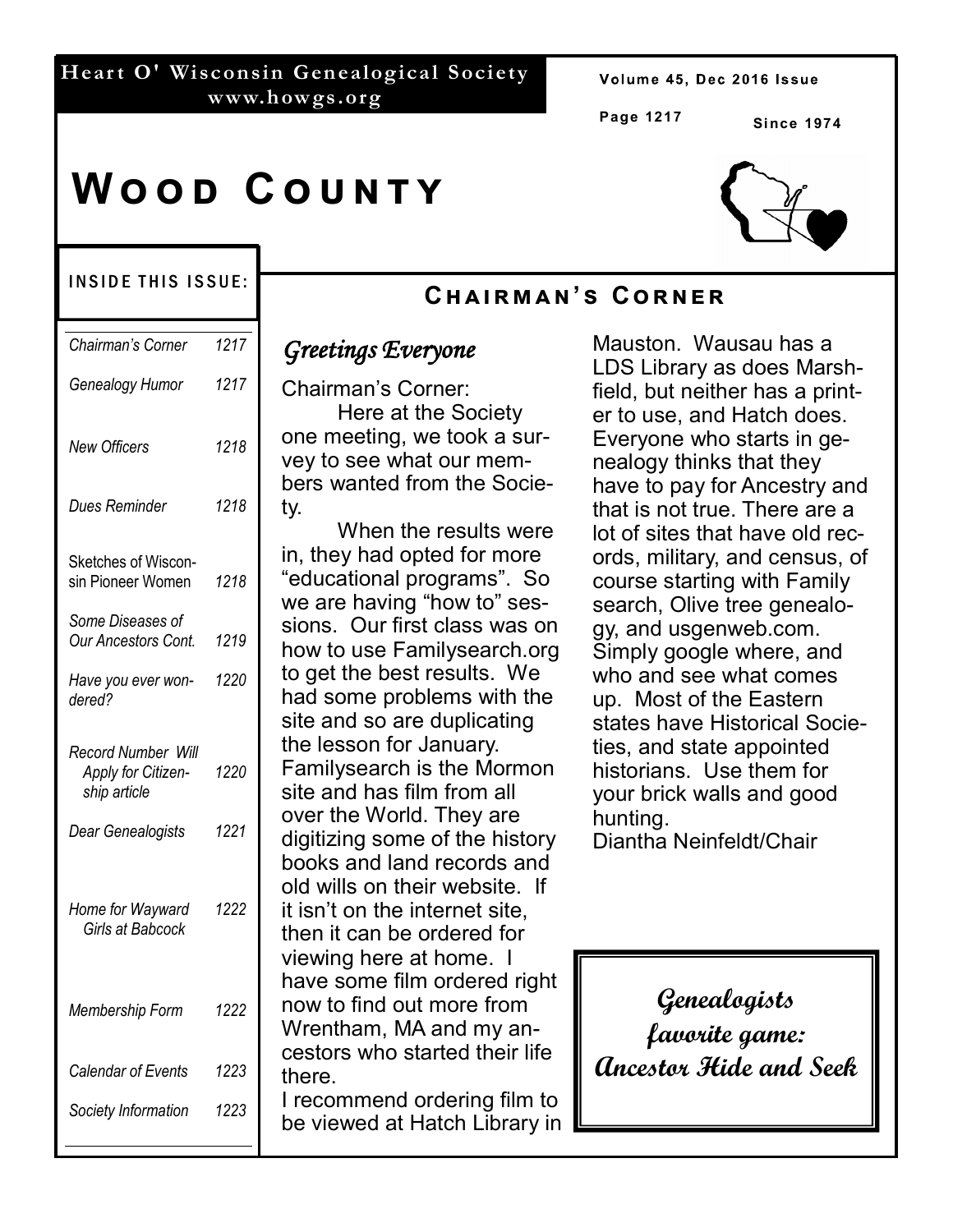**Heart O' Wisconsin Genealogical Society**
**www.howgs.org**

Since 1974

# Wood County

**INSIDE THIS ISSUE:**

| | |
|---|---|
| *Chairman's Corner* | 1217 |
| *Genealogy Humor* | 1217 |
| *New Officers* | 1218 |
| *Dues Reminder* | 1218 |
| Sketches of Wisconsin Pioneer Women | 1218 |
| *Some Diseases of Our Ancestors Cont.* | 1219 |
| *Have you ever wondered?* | 1220 |
| *Record Number Will Apply for Citizenship article* | 1220 |
| *Dear Genealogists* | 1221 |
| *Home for Wayward Girls at Babcock* | 1222 |
| *Membership Form* | 1222 |
| *Calendar of Events* | 1223 |
| *Society Information* | 1223 |

## Chairman's Corner

### *Greetings Everyone*

Chairman's Corner:

Here at the Society one meeting, we took a survey to see what our members wanted from the Society.

When the results were in, they had opted for more "educational programs". So we are having "how to" sessions. Our first class was on how to use Familysearch.org to get the best results. We had some problems with the site and so are duplicating the lesson for January. Familysearch is the Mormon site and has film from all over the World. They are digitizing some of the history books and land records and old wills on their website. If it isn't on the internet site, then it can be ordered for viewing here at home. I have some film ordered right now to find out more from Wrentham, MA and my ancestors who started their life there.

I recommend ordering film to be viewed at Hatch Library in Mauston. Wausau has a LDS Library as does Marshfield, but neither has a printer to use, and Hatch does. Everyone who starts in genealogy thinks that they have to pay for Ancestry and that is not true. There are a lot of sites that have old records, military, and census, of course starting with Family search, Olive tree genealogy, and usgenweb.com. Simply google where, and who and see what comes up. Most of the Eastern states have Historical Societies, and state appointed historians. Use them for your brick walls and good hunting.

Diantha Neinfeldt/Chair

**Genealogists favorite game: Ancestor Hide and Seek**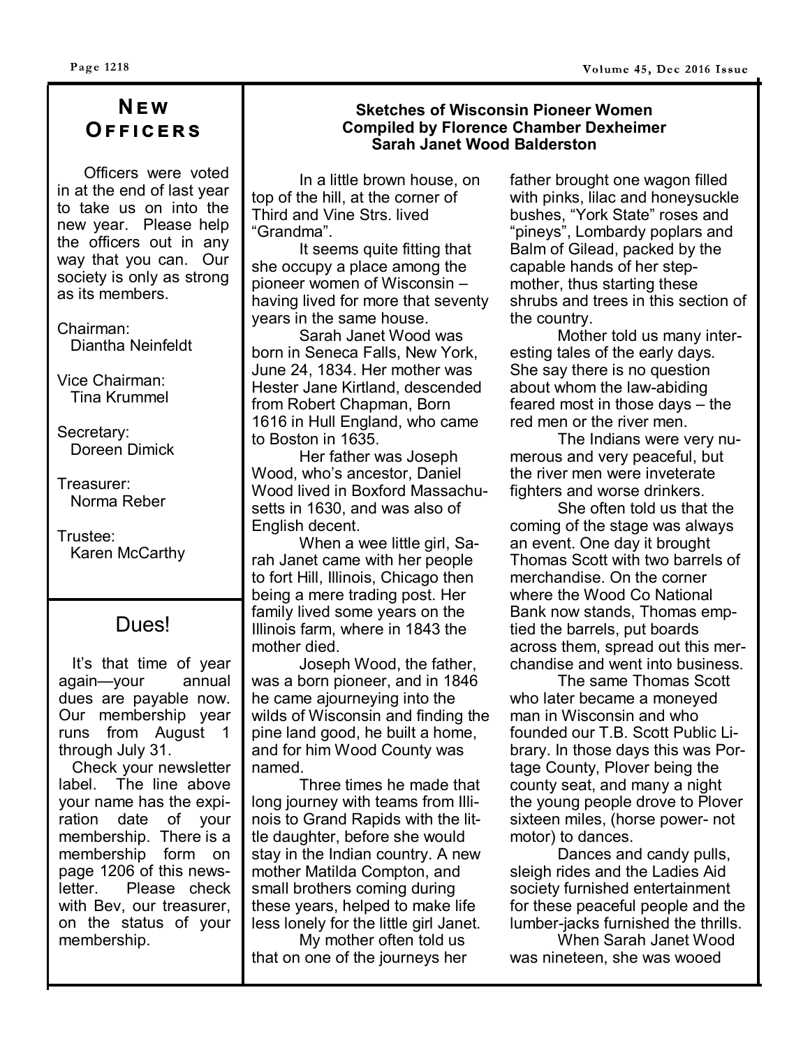## New Officers

Officers were voted in at the end of last year to take us on into the new year. Please help the officers out in any way that you can. Our society is only as strong as its members.

Chairman:
Diantha Neinfeldt

Vice Chairman:
Tina Krummel

Secretary:
Doreen Dimick

Treasurer:
Norma Reber

Trustee:
Karen McCarthy

## Dues!

It's that time of year again—your annual dues are payable now. Our membership year runs from August 1 through July 31.

Check your newsletter label. The line above your name has the expiration date of your membership. There is a membership form on page 1206 of this newsletter. Please check with Bev, our treasurer, on the status of your membership.

### Sketches of Wisconsin Pioneer Women
### Compiled by Florence Chamber Dexheimer
### Sarah Janet Wood Balderston

In a little brown house, on top of the hill, at the corner of Third and Vine Strs. lived "Grandma".

It seems quite fitting that she occupy a place among the pioneer women of Wisconsin – having lived for more that seventy years in the same house.

Sarah Janet Wood was born in Seneca Falls, New York, June 24, 1834. Her mother was Hester Jane Kirtland, descended from Robert Chapman, Born 1616 in Hull England, who came to Boston in 1635.

Her father was Joseph Wood, who's ancestor, Daniel Wood lived in Boxford Massachusetts in 1630, and was also of English decent.

When a wee little girl, Sarah Janet came with her people to fort Hill, Illinois, Chicago then being a mere trading post. Her family lived some years on the Illinois farm, where in 1843 the mother died.

Joseph Wood, the father, was a born pioneer, and in 1846 he came ajourneying into the wilds of Wisconsin and finding the pine land good, he built a home, and for him Wood County was named.

Three times he made that long journey with teams from Illinois to Grand Rapids with the little daughter, before she would stay in the Indian country. A new mother Matilda Compton, and small brothers coming during these years, helped to make life less lonely for the little girl Janet.

My mother often told us that on one of the journeys her father brought one wagon filled with pinks, lilac and honeysuckle bushes, "York State" roses and "pineys", Lombardy poplars and Balm of Gilead, packed by the capable hands of her step-mother, thus starting these shrubs and trees in this section of the country.

Mother told us many interesting tales of the early days. She say there is no question about whom the law-abiding feared most in those days – the red men or the river men.

The Indians were very numerous and very peaceful, but the river men were inveterate fighters and worse drinkers.

She often told us that the coming of the stage was always an event. One day it brought Thomas Scott with two barrels of merchandise. On the corner where the Wood Co National Bank now stands, Thomas emptied the barrels, put boards across them, spread out this merchandise and went into business.

The same Thomas Scott who later became a moneyed man in Wisconsin and who founded our T.B. Scott Public Library. In those days this was Portage County, Plover being the county seat, and many a night the young people drove to Plover sixteen miles, (horse power- not motor) to dances.

Dances and candy pulls, sleigh rides and the Ladies Aid society furnished entertainment for these peaceful people and the lumber-jacks furnished the thrills.

When Sarah Janet Wood was nineteen, she was wooed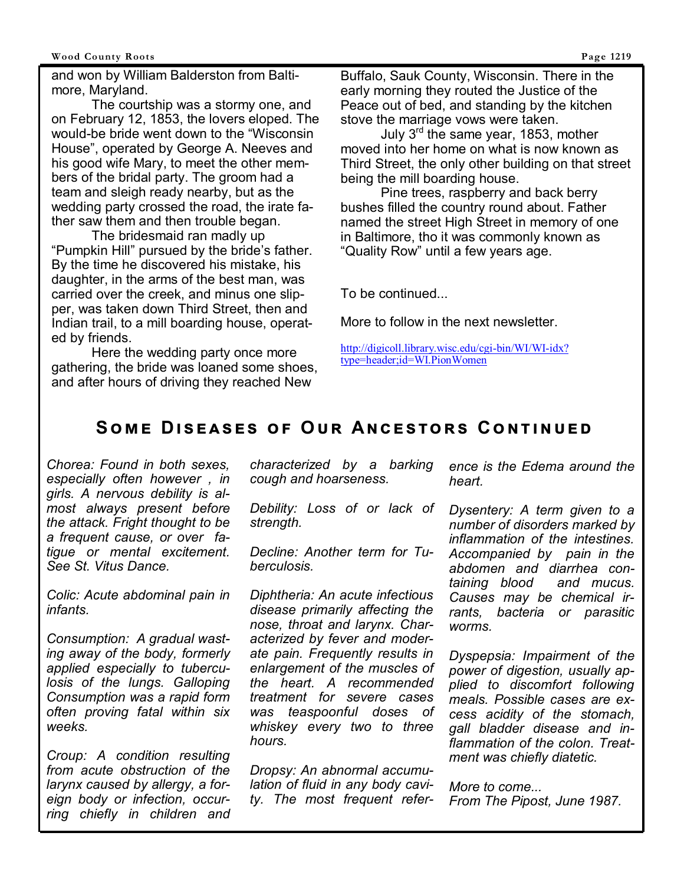and won by William Balderston from Baltimore, Maryland.

The courtship was a stormy one, and on February 12, 1853, the lovers eloped. The would-be bride went down to the "Wisconsin House", operated by George A. Neeves and his good wife Mary, to meet the other members of the bridal party. The groom had a team and sleigh ready nearby, but as the wedding party crossed the road, the irate father saw them and then trouble began.

The bridesmaid ran madly up "Pumpkin Hill" pursued by the bride's father. By the time he discovered his mistake, his daughter, in the arms of the best man, was carried over the creek, and minus one slipper, was taken down Third Street, then and Indian trail, to a mill boarding house, operated by friends.

Here the wedding party once more gathering, the bride was loaned some shoes, and after hours of driving they reached New Buffalo, Sauk County, Wisconsin. There in the early morning they routed the Justice of the Peace out of bed, and standing by the kitchen stove the marriage vows were taken.

July 3rd the same year, 1853, mother moved into her home on what is now known as Third Street, the only other building on that street being the mill boarding house.

Pine trees, raspberry and back berry bushes filled the country round about. Father named the street High Street in memory of one in Baltimore, tho it was commonly known as "Quality Row" until a few years age.

To be continued...

More to follow in the next newsletter.

http://digicoll.library.wisc.edu/cgi-bin/WI/WI-idx?type=header;id=WI.PionWomen

## Some Diseases of Our Ancestors Continued

*Chorea: Found in both sexes, especially often however , in girls. A nervous debility is almost always present before the attack. Fright thought to be a frequent cause, or over fatigue or mental excitement. See St. Vitus Dance.*

*Colic: Acute abdominal pain in infants.*

*Consumption: A gradual wasting away of the body, formerly applied especially to tuberculosis of the lungs. Galloping Consumption was a rapid form often proving fatal within six weeks.*

*Croup: A condition resulting from acute obstruction of the larynx caused by allergy, a foreign body or infection, occurring chiefly in children and characterized by a barking cough and hoarseness.*

*Debility: Loss of or lack of strength.*

*Decline: Another term for Tuberculosis.*

*Diphtheria: An acute infectious disease primarily affecting the nose, throat and larynx. Characterized by fever and moderate pain. Frequently results in enlargement of the muscles of the heart. A recommended treatment for severe cases was teaspoonful doses of whiskey every two to three hours.*

*Dropsy: An abnormal accumulation of fluid in any body cavity. The most frequent reference is the Edema around the heart.*

*Dysentery: A term given to a number of disorders marked by inflammation of the intestines. Accompanied by pain in the abdomen and diarrhea containing blood and mucus. Causes may be chemical irrants, bacteria or parasitic worms.*

*Dyspepsia: Impairment of the power of digestion, usually applied to discomfort following meals. Possible cases are excess acidity of the stomach, gall bladder disease and inflammation of the colon. Treatment was chiefly diatetic.*

*More to come...*
*From The Pipost, June 1987.*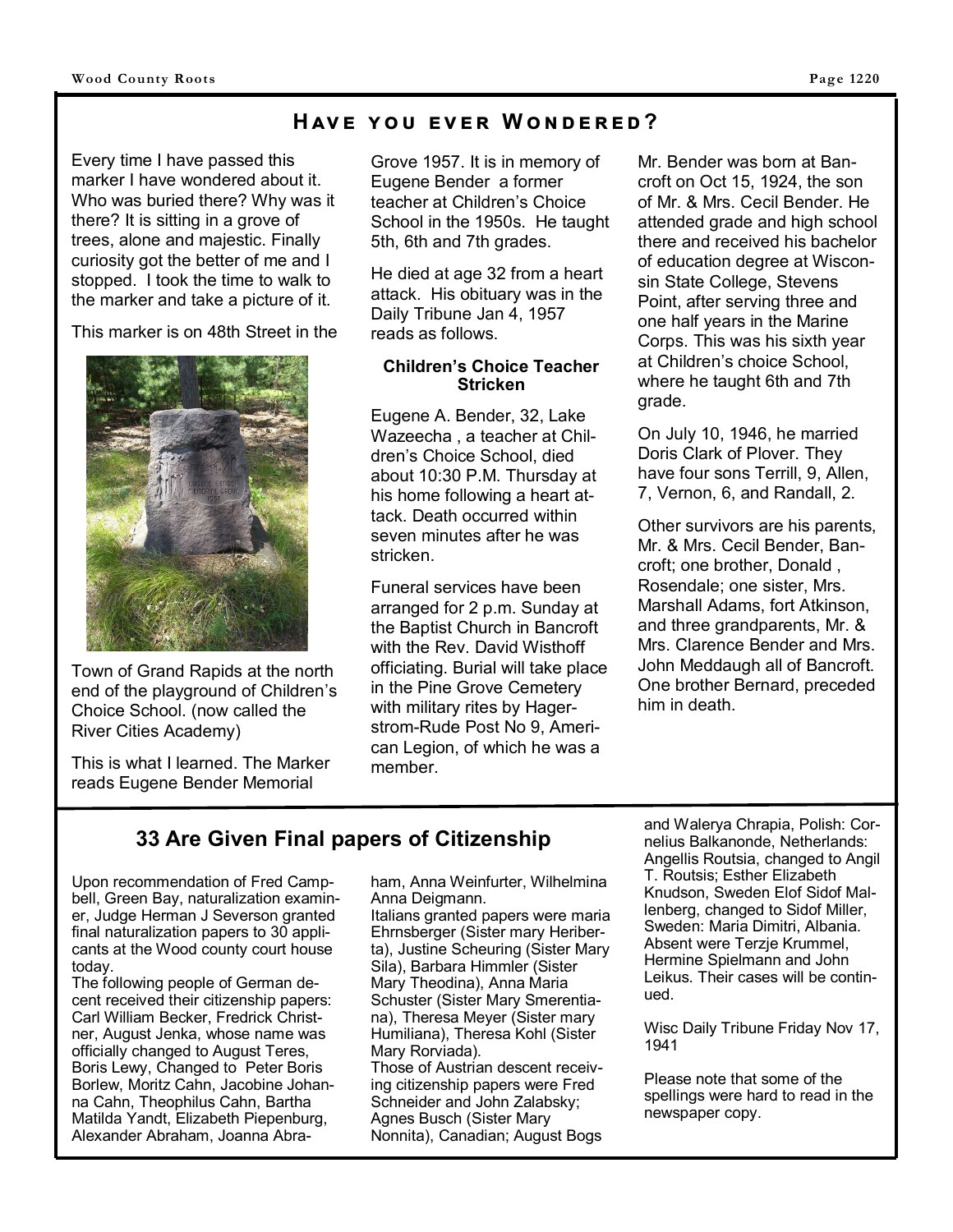## Have you ever Wondered?

Every time I have passed this marker I have wondered about it. Who was buried there? Why was it there? It is sitting in a grove of trees, alone and majestic. Finally curiosity got the better of me and I stopped. I took the time to walk to the marker and take a picture of it.

This marker is on 48th Street in the Town of Grand Rapids at the north end of the playground of Children's Choice School. (now called the River Cities Academy)

This is what I learned. The Marker reads Eugene Bender Memorial Grove 1957. It is in memory of Eugene Bender a former teacher at Children's Choice School in the 1950s. He taught 5th, 6th and 7th grades.

He died at age 32 from a heart attack. His obituary was in the Daily Tribune Jan 4, 1957 reads as follows.

**Children's Choice Teacher Stricken**

Eugene A. Bender, 32, Lake Wazeecha , a teacher at Children's Choice School, died about 10:30 P.M. Thursday at his home following a heart attack. Death occurred within seven minutes after he was stricken.

Funeral services have been arranged for 2 p.m. Sunday at the Baptist Church in Bancroft with the Rev. David Wisthoff officiating. Burial will take place in the Pine Grove Cemetery with military rites by Hagerstrom-Rude Post No 9, American Legion, of which he was a member.

Mr. Bender was born at Bancroft on Oct 15, 1924, the son of Mr. & Mrs. Cecil Bender. He attended grade and high school there and received his bachelor of education degree at Wisconsin State College, Stevens Point, after serving three and one half years in the Marine Corps. This was his sixth year at Children's choice School, where he taught 6th and 7th grade.

On July 10, 1946, he married Doris Clark of Plover. They have four sons Terrill, 9, Allen, 7, Vernon, 6, and Randall, 2.

Other survivors are his parents, Mr. & Mrs. Cecil Bender, Bancroft; one brother, Donald , Rosendale; one sister, Mrs. Marshall Adams, fort Atkinson, and three grandparents, Mr. & Mrs. Clarence Bender and Mrs. John Meddaugh all of Bancroft. One brother Bernard, preceded him in death.

## 33 Are Given Final papers of Citizenship

Upon recommendation of Fred Campbell, Green Bay, naturalization examiner, Judge Herman J Severson granted final naturalization papers to 30 applicants at the Wood county court house today.

The following people of German decent received their citizenship papers: Carl William Becker, Fredrick Christner, August Jenka, whose name was officially changed to August Teres, Boris Lewy, Changed to Peter Boris Borlew, Moritz Cahn, Jacobine Johanna Cahn, Theophilus Cahn, Bartha Matilda Yandt, Elizabeth Piepenburg, Alexander Abraham, Joanna Abraham, Anna Weinfurter, Wilhelmina Anna Deigmann.

Italians granted papers were maria Ehrnsberger (Sister mary Heriberta), Justine Scheuring (Sister Mary Sila), Barbara Himmler (Sister Mary Theodina), Anna Maria Schuster (Sister Mary Smerentiana), Theresa Meyer (Sister mary Humiliana), Theresa Kohl (Sister Mary Rorviada).

Those of Austrian descent receiving citizenship papers were Fred Schneider and John Zalabsky; Agnes Busch (Sister Mary Nonnita), Canadian; August Bogs and Walerya Chrapia, Polish: Cornelius Balkanonde, Netherlands: Angellis Routsia, changed to Angil T. Routsis; Esther Elizabeth Knudson, Sweden Elof Sidof Mallenberg, changed to Sidof Miller, Sweden: Maria Dimitri, Albania. Absent were Terzje Krummel, Hermine Spielmann and John Leikus. Their cases will be continued.

Wisc Daily Tribune Friday Nov 17, 1941

Please note that some of the spellings were hard to read in the newspaper copy.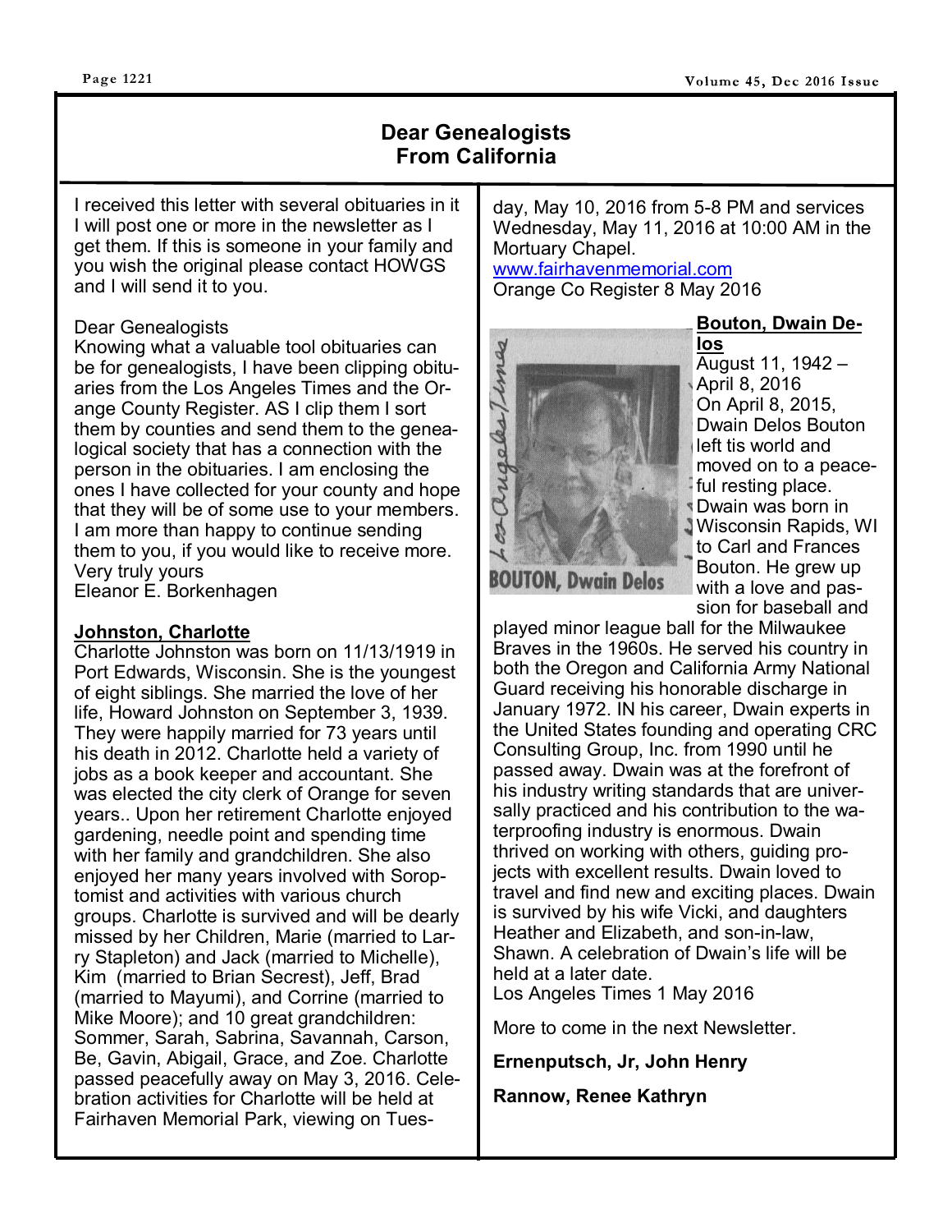# Dear Genealogists From California

I received this letter with several obituaries in it I will post one or more in the newsletter as I get them. If this is someone in your family and you wish the original please contact HOWGS and I will send it to you.

Dear Genealogists
Knowing what a valuable tool obituaries can be for genealogists, I have been clipping obituaries from the Los Angeles Times and the Orange County Register. AS I clip them I sort them by counties and send them to the genealogical society that has a connection with the person in the obituaries. I am enclosing the ones I have collected for your county and hope that they will be of some use to your members. I am more than happy to continue sending them to you, if you would like to receive more.
Very truly yours
Eleanor E. Borkenhagen

**Johnston, Charlotte**

Charlotte Johnston was born on 11/13/1919 in Port Edwards, Wisconsin. She is the youngest of eight siblings. She married the love of her life, Howard Johnston on September 3, 1939. They were happily married for 73 years until his death in 2012. Charlotte held a variety of jobs as a book keeper and accountant. She was elected the city clerk of Orange for seven years.. Upon her retirement Charlotte enjoyed gardening, needle point and spending time with her family and grandchildren. She also enjoyed her many years involved with Soroptomist and activities with various church groups. Charlotte is survived and will be dearly missed by her Children, Marie (married to Larry Stapleton) and Jack (married to Michelle), Kim (married to Brian Secrest), Jeff, Brad (married to Mayumi), and Corrine (married to Mike Moore); and 10 great grandchildren: Sommer, Sarah, Sabrina, Savannah, Carson, Be, Gavin, Abigail, Grace, and Zoe. Charlotte passed peacefully away on May 3, 2016. Celebration activities for Charlotte will be held at Fairhaven Memorial Park, viewing on Tuesday, May 10, 2016 from 5-8 PM and services Wednesday, May 11, 2016 at 10:00 AM in the Mortuary Chapel.
www.fairhavenmemorial.com
Orange Co Register 8 May 2016

**Bouton, Dwain Delos**

BOUTON, Dwain Delos

August 11, 1942 – April 8, 2016
On April 8, 2015, Dwain Delos Bouton left tis world and moved on to a peaceful resting place. Dwain was born in Wisconsin Rapids, WI to Carl and Frances Bouton. He grew up with a love and passion for baseball and played minor league ball for the Milwaukee Braves in the 1960s. He served his country in both the Oregon and California Army National Guard receiving his honorable discharge in January 1972. IN his career, Dwain experts in the United States founding and operating CRC Consulting Group, Inc. from 1990 until he passed away. Dwain was at the forefront of his industry writing standards that are universally practiced and his contribution to the waterproofing industry is enormous. Dwain thrived on working with others, guiding projects with excellent results. Dwain loved to travel and find new and exciting places. Dwain is survived by his wife Vicki, and daughters Heather and Elizabeth, and son-in-law, Shawn. A celebration of Dwain's life will be held at a later date.
Los Angeles Times 1 May 2016

More to come in the next Newsletter.

**Ernenputsch, Jr, John Henry**

**Rannow, Renee Kathryn**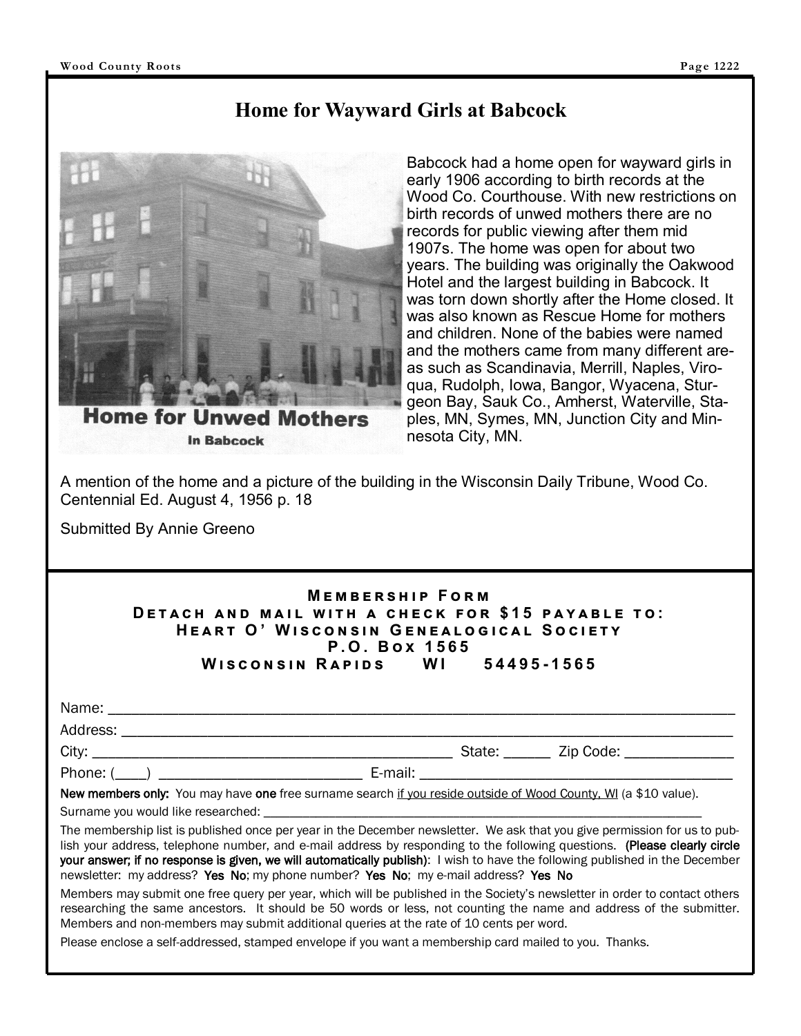# Home for Wayward Girls at Babcock

Home for Unwed Mothers

In Babcock

Babcock had a home open for wayward girls in early 1906 according to birth records at the Wood Co. Courthouse. With new restrictions on birth records of unwed mothers there are no records for public viewing after them mid 1907s. The home was open for about two years. The building was originally the Oakwood Hotel and the largest building in Babcock. It was torn down shortly after the Home closed. It was also known as Rescue Home for mothers and children. None of the babies were named and the mothers came from many different areas such as Scandinavia, Merrill, Naples, Viroqua, Rudolph, Iowa, Bangor, Wyacena, Sturgeon Bay, Sauk Co., Amherst, Waterville, Staples, MN, Symes, MN, Junction City and Minnesota City, MN.

A mention of the home and a picture of the building in the Wisconsin Daily Tribune, Wood Co. Centennial Ed. August 4, 1956 p. 18

Submitted By Annie Greeno

## Membership Form

**Detach and mail with a check for $15 payable to:**
**Heart O' Wisconsin Genealogical Society**
**P.O. Box 1565**
**Wisconsin Rapids WI 54495-1565**

Name: ______________________________________________

Address: ______________________________________________

City: ______________________________ State: ______ Zip Code: ______________

Phone: (____) __________________________ E-mail: ______________________________

**New members only:** You may have **one** free surname search if you reside outside of Wood County, WI (a $10 value).

Surname you would like researched: ______________________________________________

The membership list is published once per year in the December newsletter. We ask that you give permission for us to publish your address, telephone number, and e-mail address by responding to the following questions. **(Please clearly circle your answer; if no response is given, we will automatically publish)**: I wish to have the following published in the December newsletter: my address? **Yes No**; my phone number? **Yes No**; my e-mail address? **Yes No**

Members may submit one free query per year, which will be published in the Society's newsletter in order to contact others researching the same ancestors. It should be 50 words or less, not counting the name and address of the submitter. Members and non-members may submit additional queries at the rate of 10 cents per word.

Please enclose a self-addressed, stamped envelope if you want a membership card mailed to you. Thanks.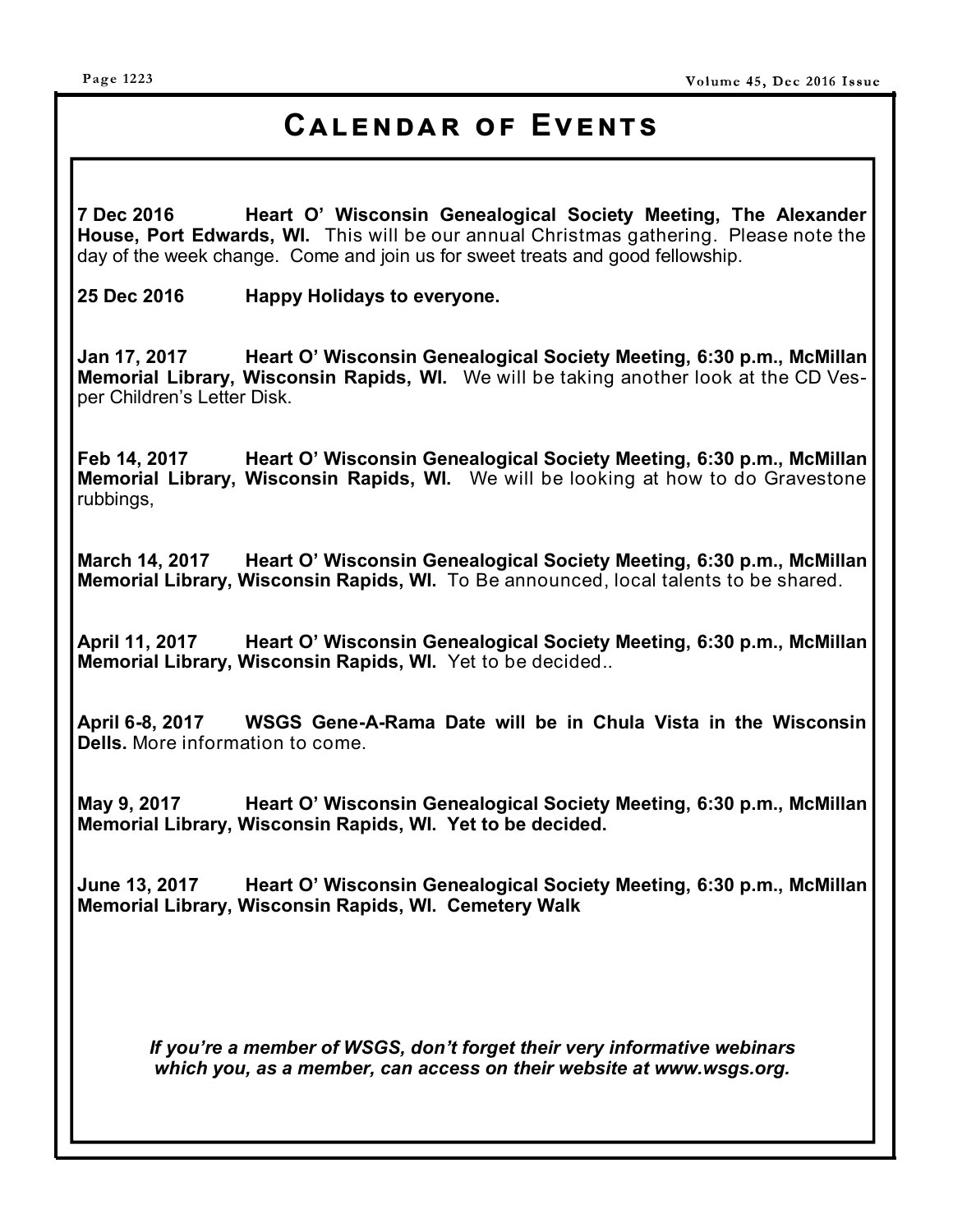# Calendar of Events

**7 Dec 2016 Heart O' Wisconsin Genealogical Society Meeting, The Alexander House, Port Edwards, WI.** This will be our annual Christmas gathering. Please note the day of the week change. Come and join us for sweet treats and good fellowship.

**25 Dec 2016 Happy Holidays to everyone.**

**Jan 17, 2017 Heart O' Wisconsin Genealogical Society Meeting, 6:30 p.m., McMillan Memorial Library, Wisconsin Rapids, WI.** We will be taking another look at the CD Vesper Children's Letter Disk.

**Feb 14, 2017 Heart O' Wisconsin Genealogical Society Meeting, 6:30 p.m., McMillan Memorial Library, Wisconsin Rapids, WI.** We will be looking at how to do Gravestone rubbings,

**March 14, 2017 Heart O' Wisconsin Genealogical Society Meeting, 6:30 p.m., McMillan Memorial Library, Wisconsin Rapids, WI.** To Be announced, local talents to be shared.

**April 11, 2017 Heart O' Wisconsin Genealogical Society Meeting, 6:30 p.m., McMillan Memorial Library, Wisconsin Rapids, WI.** Yet to be decided..

**April 6-8, 2017 WSGS Gene-A-Rama Date will be in Chula Vista in the Wisconsin Dells.** More information to come.

**May 9, 2017 Heart O' Wisconsin Genealogical Society Meeting, 6:30 p.m., McMillan Memorial Library, Wisconsin Rapids, WI. Yet to be decided.**

**June 13, 2017 Heart O' Wisconsin Genealogical Society Meeting, 6:30 p.m., McMillan Memorial Library, Wisconsin Rapids, WI. Cemetery Walk**

***If you're a member of WSGS, don't forget their very informative webinars which you, as a member, can access on their website at www.wsgs.org.***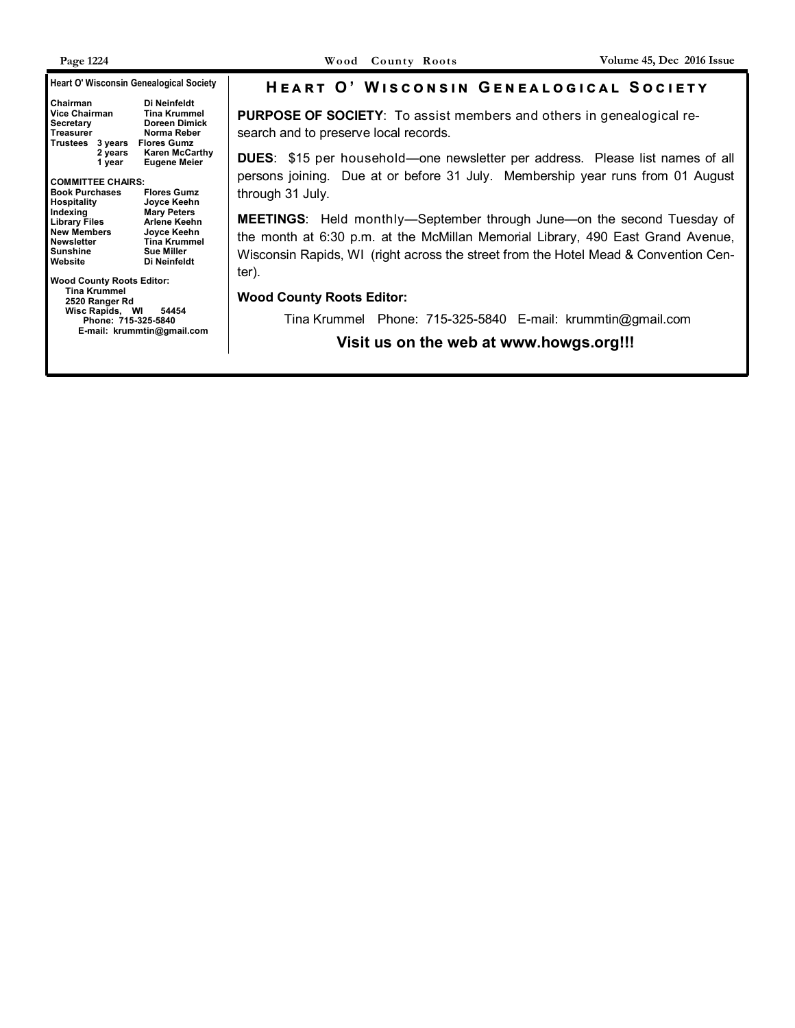**Heart O' Wisconsin Genealogical Society**

| | | |
|---|---|---|
| Chairman | | Di Neinfeldt |
| Vice Chairman | | Tina Krummel |
| Secretary | | Doreen Dimick |
| Treasurer | | Norma Reber |
| Trustees | 3 years | Flores Gumz |
| | 2 years | Karen McCarthy |
| | 1 year | Eugene Meier |

**COMMITTEE CHAIRS:**

| | |
|---|---|
| Book Purchases | Flores Gumz |
| Hospitality | Joyce Keehn |
| Indexing | Mary Peters |
| Library Files | Arlene Keehn |
| New Members | Joyce Keehn |
| Newsletter | Tina Krummel |
| Sunshine | Sue Miller |
| Website | Di Neinfeldt |

**Wood County Roots Editor:**
Tina Krummel
2520 Ranger Rd
Wisc Rapids, WI 54454
Phone: 715-325-5840
E-mail: krummtin@gmail.com

## Heart O' Wisconsin Genealogical Society

**PURPOSE OF SOCIETY**: To assist members and others in genealogical research and to preserve local records.

**DUES**: $15 per household—one newsletter per address. Please list names of all persons joining. Due at or before 31 July. Membership year runs from 01 August through 31 July.

**MEETINGS**: Held monthly—September through June—on the second Tuesday of the month at 6:30 p.m. at the McMillan Memorial Library, 490 East Grand Avenue, Wisconsin Rapids, WI (right across the street from the Hotel Mead & Convention Center).

**Wood County Roots Editor:**

Tina Krummel Phone: 715-325-5840 E-mail: krummtin@gmail.com

**Visit us on the web at www.howgs.org!!!**